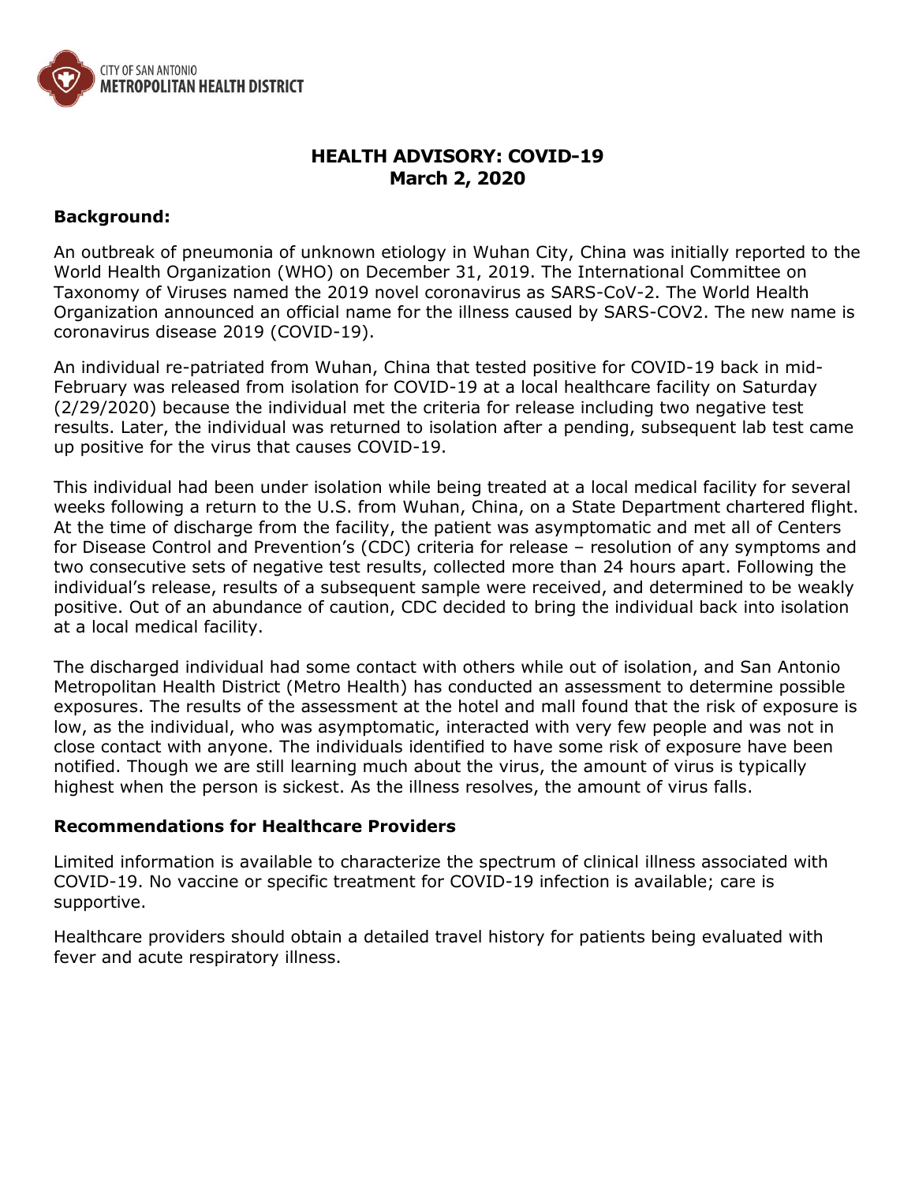CITY OF SAN ANTONIO
**METROPOLITAN HEALTH DISTRICT**

# HEALTH ADVISORY: COVID-19
## March 2, 2020

**Background:**

An outbreak of pneumonia of unknown etiology in Wuhan City, China was initially reported to the World Health Organization (WHO) on December 31, 2019. The International Committee on Taxonomy of Viruses named the 2019 novel coronavirus as SARS-CoV-2. The World Health Organization announced an official name for the illness caused by SARS-COV2. The new name is coronavirus disease 2019 (COVID-19).

An individual re-patriated from Wuhan, China that tested positive for COVID-19 back in mid-February was released from isolation for COVID-19 at a local healthcare facility on Saturday (2/29/2020) because the individual met the criteria for release including two negative test results. Later, the individual was returned to isolation after a pending, subsequent lab test came up positive for the virus that causes COVID-19.

This individual had been under isolation while being treated at a local medical facility for several weeks following a return to the U.S. from Wuhan, China, on a State Department chartered flight. At the time of discharge from the facility, the patient was asymptomatic and met all of Centers for Disease Control and Prevention's (CDC) criteria for release – resolution of any symptoms and two consecutive sets of negative test results, collected more than 24 hours apart. Following the individual's release, results of a subsequent sample were received, and determined to be weakly positive. Out of an abundance of caution, CDC decided to bring the individual back into isolation at a local medical facility.

The discharged individual had some contact with others while out of isolation, and San Antonio Metropolitan Health District (Metro Health) has conducted an assessment to determine possible exposures. The results of the assessment at the hotel and mall found that the risk of exposure is low, as the individual, who was asymptomatic, interacted with very few people and was not in close contact with anyone. The individuals identified to have some risk of exposure have been notified. Though we are still learning much about the virus, the amount of virus is typically highest when the person is sickest. As the illness resolves, the amount of virus falls.

**Recommendations for Healthcare Providers**

Limited information is available to characterize the spectrum of clinical illness associated with COVID-19. No vaccine or specific treatment for COVID-19 infection is available; care is supportive.

Healthcare providers should obtain a detailed travel history for patients being evaluated with fever and acute respiratory illness.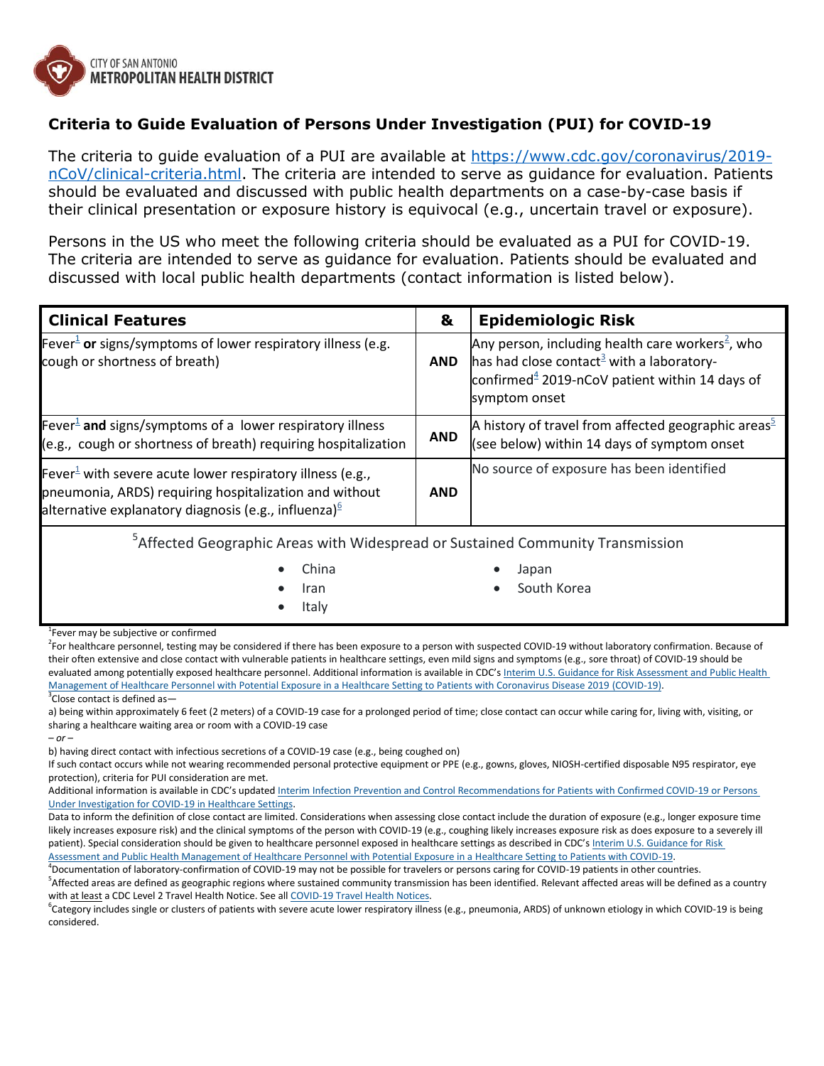CITY OF SAN ANTONIO
METROPOLITAN HEALTH DISTRICT

## Criteria to Guide Evaluation of Persons Under Investigation (PUI) for COVID-19

The criteria to guide evaluation of a PUI are available at https://www.cdc.gov/coronavirus/2019-nCoV/clinical-criteria.html. The criteria are intended to serve as guidance for evaluation. Patients should be evaluated and discussed with public health departments on a case-by-case basis if their clinical presentation or exposure history is equivocal (e.g., uncertain travel or exposure).

Persons in the US who meet the following criteria should be evaluated as a PUI for COVID-19. The criteria are intended to serve as guidance for evaluation. Patients should be evaluated and discussed with local public health departments (contact information is listed below).

| **Clinical Features** | **&** | **Epidemiologic Risk** |
|---|---|---|
| Fever[1] **or** signs/symptoms of lower respiratory illness (e.g. cough or shortness of breath) | **AND** | Any person, including health care workers[2], who has had close contact[3] with a laboratory-confirmed[4] 2019-nCoV patient within 14 days of symptom onset |
| Fever[1] **and** signs/symptoms of a lower respiratory illness (e.g., cough or shortness of breath) requiring hospitalization | **AND** | A history of travel from affected geographic areas[5] (see below) within 14 days of symptom onset |
| Fever[1] with severe acute lower respiratory illness (e.g., pneumonia, ARDS) requiring hospitalization and without alternative explanatory diagnosis (e.g., influenza)[6] | **AND** | No source of exposure has been identified |

[5]Affected Geographic Areas with Widespread or Sustained Community Transmission

- China
- Iran
- Italy
- Japan
- South Korea

[1]Fever may be subjective or confirmed

[2]For healthcare personnel, testing may be considered if there has been exposure to a person with suspected COVID-19 without laboratory confirmation. Because of their often extensive and close contact with vulnerable patients in healthcare settings, even mild signs and symptoms (e.g., sore throat) of COVID-19 should be evaluated among potentially exposed healthcare personnel. Additional information is available in CDC's Interim U.S. Guidance for Risk Assessment and Public Health Management of Healthcare Personnel with Potential Exposure in a Healthcare Setting to Patients with Coronavirus Disease 2019 (COVID-19).

[3]Close contact is defined as—

a) being within approximately 6 feet (2 meters) of a COVID-19 case for a prolonged period of time; close contact can occur while caring for, living with, visiting, or sharing a healthcare waiting area or room with a COVID-19 case

*– or –*

b) having direct contact with infectious secretions of a COVID-19 case (e.g., being coughed on)

If such contact occurs while not wearing recommended personal protective equipment or PPE (e.g., gowns, gloves, NIOSH-certified disposable N95 respirator, eye protection), criteria for PUI consideration are met.

Additional information is available in CDC's updated Interim Infection Prevention and Control Recommendations for Patients with Confirmed COVID-19 or Persons Under Investigation for COVID-19 in Healthcare Settings.

Data to inform the definition of close contact are limited. Considerations when assessing close contact include the duration of exposure (e.g., longer exposure time likely increases exposure risk) and the clinical symptoms of the person with COVID-19 (e.g., coughing likely increases exposure risk as does exposure to a severely ill patient). Special consideration should be given to healthcare personnel exposed in healthcare settings as described in CDC's Interim U.S. Guidance for Risk Assessment and Public Health Management of Healthcare Personnel with Potential Exposure in a Healthcare Setting to Patients with COVID-19.

[4]Documentation of laboratory-confirmation of COVID-19 may not be possible for travelers or persons caring for COVID-19 patients in other countries.

[5]Affected areas are defined as geographic regions where sustained community transmission has been identified. Relevant affected areas will be defined as a country with at least a CDC Level 2 Travel Health Notice. See all COVID-19 Travel Health Notices.

[6]Category includes single or clusters of patients with severe acute lower respiratory illness (e.g., pneumonia, ARDS) of unknown etiology in which COVID-19 is being considered.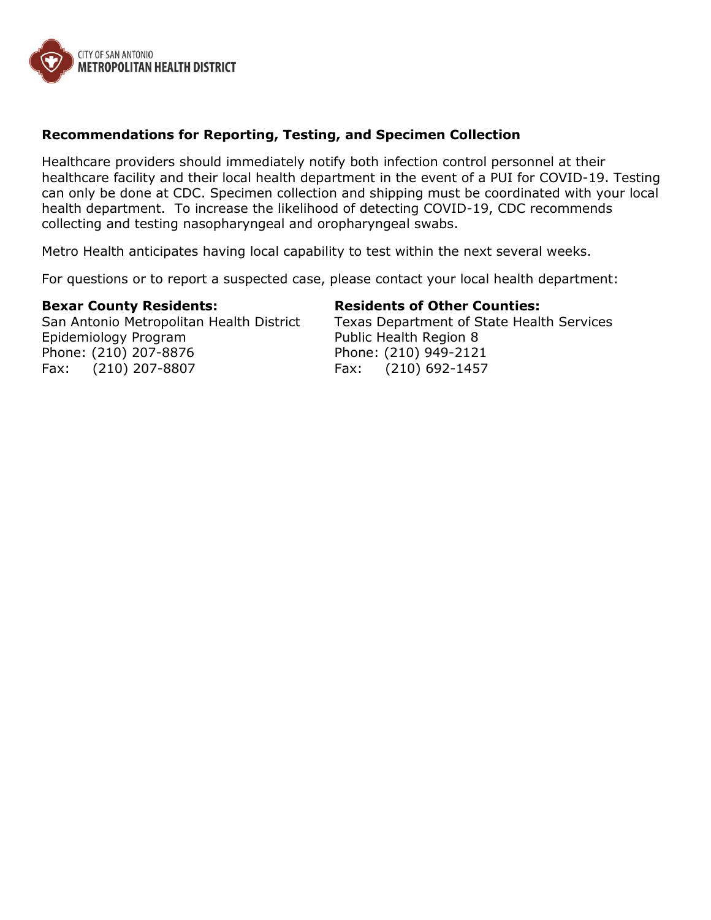## Recommendations for Reporting, Testing, and Specimen Collection

Healthcare providers should immediately notify both infection control personnel at their healthcare facility and their local health department in the event of a PUI for COVID-19. Testing can only be done at CDC. Specimen collection and shipping must be coordinated with your local health department. To increase the likelihood of detecting COVID-19, CDC recommends collecting and testing nasopharyngeal and oropharyngeal swabs.

Metro Health anticipates having local capability to test within the next several weeks.

For questions or to report a suspected case, please contact your local health department:

**Bexar County Residents:**
San Antonio Metropolitan Health District
Epidemiology Program
Phone: (210) 207-8876
Fax: (210) 207-8807

**Residents of Other Counties:**
Texas Department of State Health Services
Public Health Region 8
Phone: (210) 949-2121
Fax: (210) 692-1457